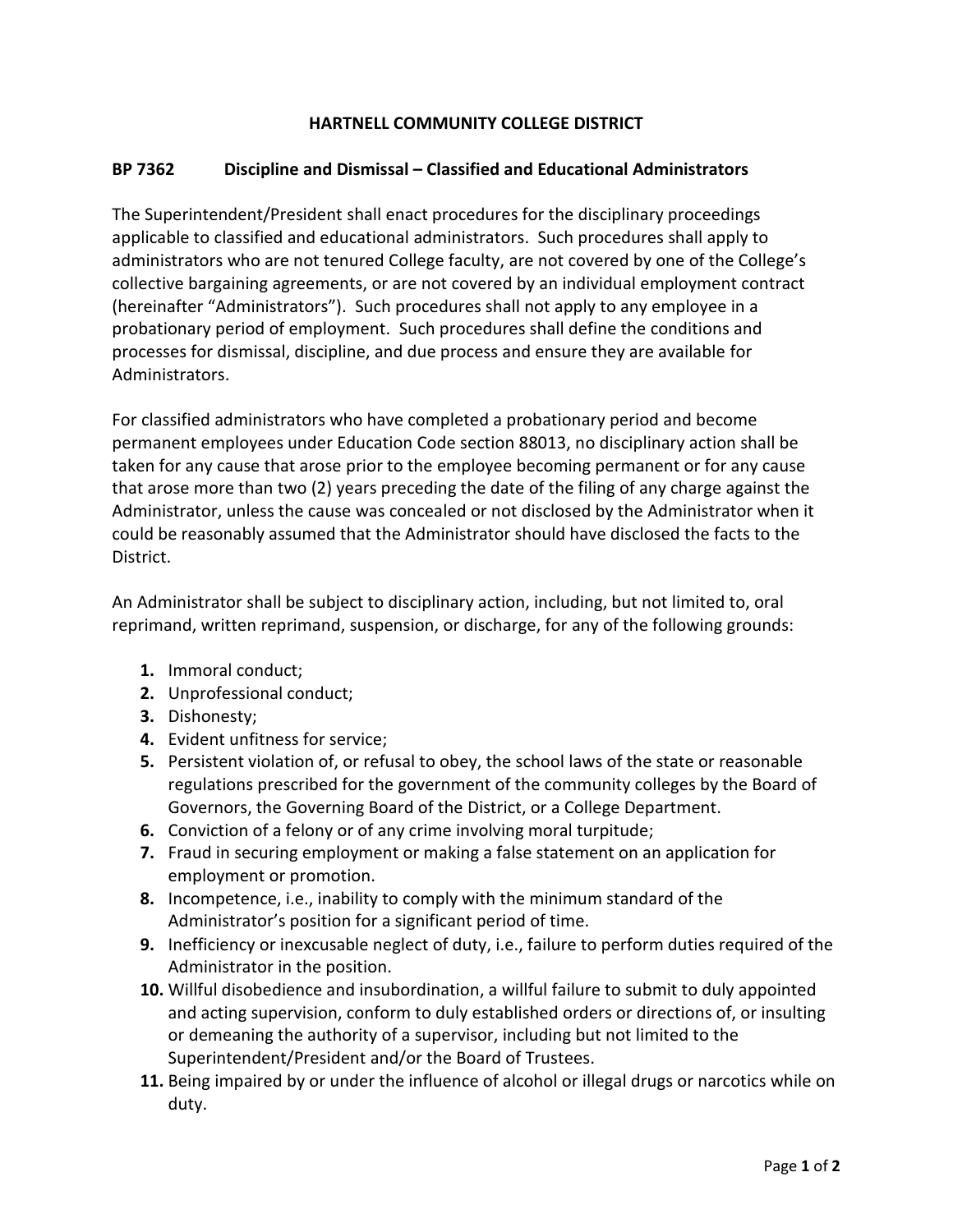# HARTNELL COMMUNITY COLLEGE DISTRICT

## BP 7362 Discipline and Dismissal – Classified and Educational Administrators

The Superintendent/President shall enact procedures for the disciplinary proceedings applicable to classified and educational administrators. Such procedures shall apply to administrators who are not tenured College faculty, are not covered by one of the College's collective bargaining agreements, or are not covered by an individual employment contract (hereinafter "Administrators"). Such procedures shall not apply to any employee in a probationary period of employment. Such procedures shall define the conditions and processes for dismissal, discipline, and due process and ensure they are available for Administrators.

For classified administrators who have completed a probationary period and become permanent employees under Education Code section 88013, no disciplinary action shall be taken for any cause that arose prior to the employee becoming permanent or for any cause that arose more than two (2) years preceding the date of the filing of any charge against the Administrator, unless the cause was concealed or not disclosed by the Administrator when it could be reasonably assumed that the Administrator should have disclosed the facts to the District.

An Administrator shall be subject to disciplinary action, including, but not limited to, oral reprimand, written reprimand, suspension, or discharge, for any of the following grounds:

1. Immoral conduct;
2. Unprofessional conduct;
3. Dishonesty;
4. Evident unfitness for service;
5. Persistent violation of, or refusal to obey, the school laws of the state or reasonable regulations prescribed for the government of the community colleges by the Board of Governors, the Governing Board of the District, or a College Department.
6. Conviction of a felony or of any crime involving moral turpitude;
7. Fraud in securing employment or making a false statement on an application for employment or promotion.
8. Incompetence, i.e., inability to comply with the minimum standard of the Administrator's position for a significant period of time.
9. Inefficiency or inexcusable neglect of duty, i.e., failure to perform duties required of the Administrator in the position.
10. Willful disobedience and insubordination, a willful failure to submit to duly appointed and acting supervision, conform to duly established orders or directions of, or insulting or demeaning the authority of a supervisor, including but not limited to the Superintendent/President and/or the Board of Trustees.
11. Being impaired by or under the influence of alcohol or illegal drugs or narcotics while on duty.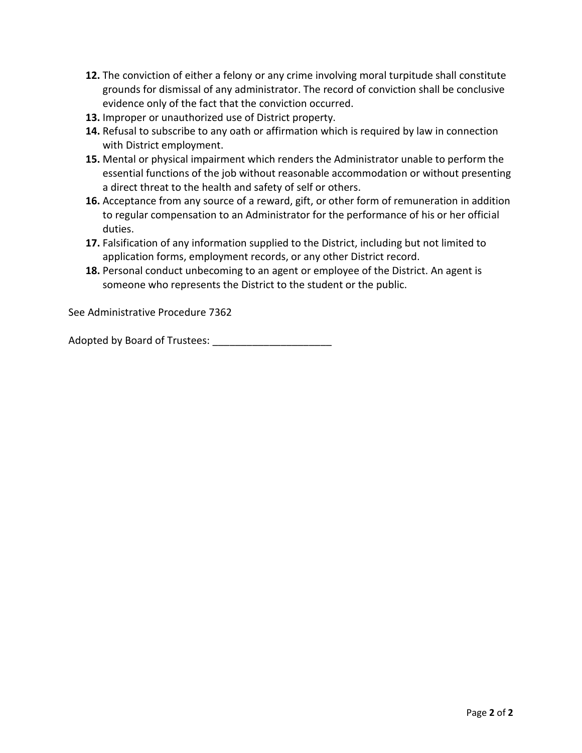12. The conviction of either a felony or any crime involving moral turpitude shall constitute grounds for dismissal of any administrator. The record of conviction shall be conclusive evidence only of the fact that the conviction occurred.
13. Improper or unauthorized use of District property.
14. Refusal to subscribe to any oath or affirmation which is required by law in connection with District employment.
15. Mental or physical impairment which renders the Administrator unable to perform the essential functions of the job without reasonable accommodation or without presenting a direct threat to the health and safety of self or others.
16. Acceptance from any source of a reward, gift, or other form of remuneration in addition to regular compensation to an Administrator for the performance of his or her official duties.
17. Falsification of any information supplied to the District, including but not limited to application forms, employment records, or any other District record.
18. Personal conduct unbecoming to an agent or employee of the District. An agent is someone who represents the District to the student or the public.

See Administrative Procedure 7362

Adopted by Board of Trustees: _____________________